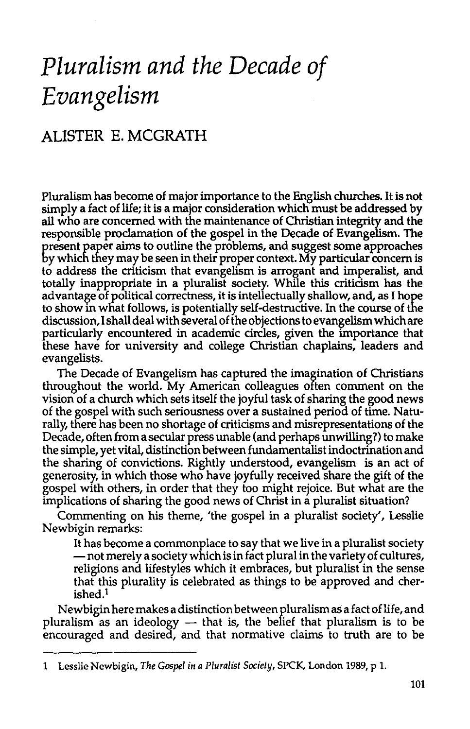# *Pluralism and the Decade of Evangelism*

## ALISTER E. MCGRATH

Pluralism has become of major importance to the English churches. It is not simply a fact of life; it is a major consideration which must be addressed by all who are concerned with the maintenance of Christian integrity and the responsible proclamation of the gospel in the Decade of Evangelism. The present paper aims to outline the problems, and suggest some approaches by which they may be seen in their proper context. My particular concern is to address the criticism that evangelism is arrogant and imperalist, and totally inappropriate in a pluralist society. While this criticism has the advantage of political correctness, it is intellectually shallow, and, as I hope to show in what follows, is potentially self-destructive. In the course of the discussion, I shall deal with several of the objections to evangelism which are particularly encountered in academic circles, given the importance that these have for university and college Christian chaplains, leaders and evangelists.

The Decade of Evangelism has captured the imagination of Christians throughout the world. My American colleagues often comment on the vision of a church which sets itself the joyful task of sharing the good news of the gospel with such seriousness over a sustained period of time. Naturally, there has been no shortage of criticisms and misrepresentations of the Decade, often from a secular press unable (and perhaps unwilling?) to make the simple, yet vital, distinction between fundamentalist indoctrination and the sharing of convictions. Rightly understood, evangelism is an act of generosity, in which those who have joyfully received share the gift of the gospel with others, in order that they too might rejoice. But what are the implications of sharing the good news of Christ in a pluralist situation?

Commenting on his theme, 'the gospel in a pluralist society', Lesslie Newbigin remarks:

> It has become a commonplace to say that we live in a pluralist society — not merely a society which is in fact plural in the variety of cultures, religions and lifestyles which it embraces, but pluralist in the sense that this plurality is celebrated as things to be approved and cherished.[1]

Newbigin here makes a distinction between pluralism as a fact of life, and pluralism as an ideology — that is, the belief that pluralism is to be encouraged and desired, and that normative claims to truth are to be

---

1 Lesslie Newbigin, *The Gospel in a Pluralist Society*, SPCK, London 1989, p 1.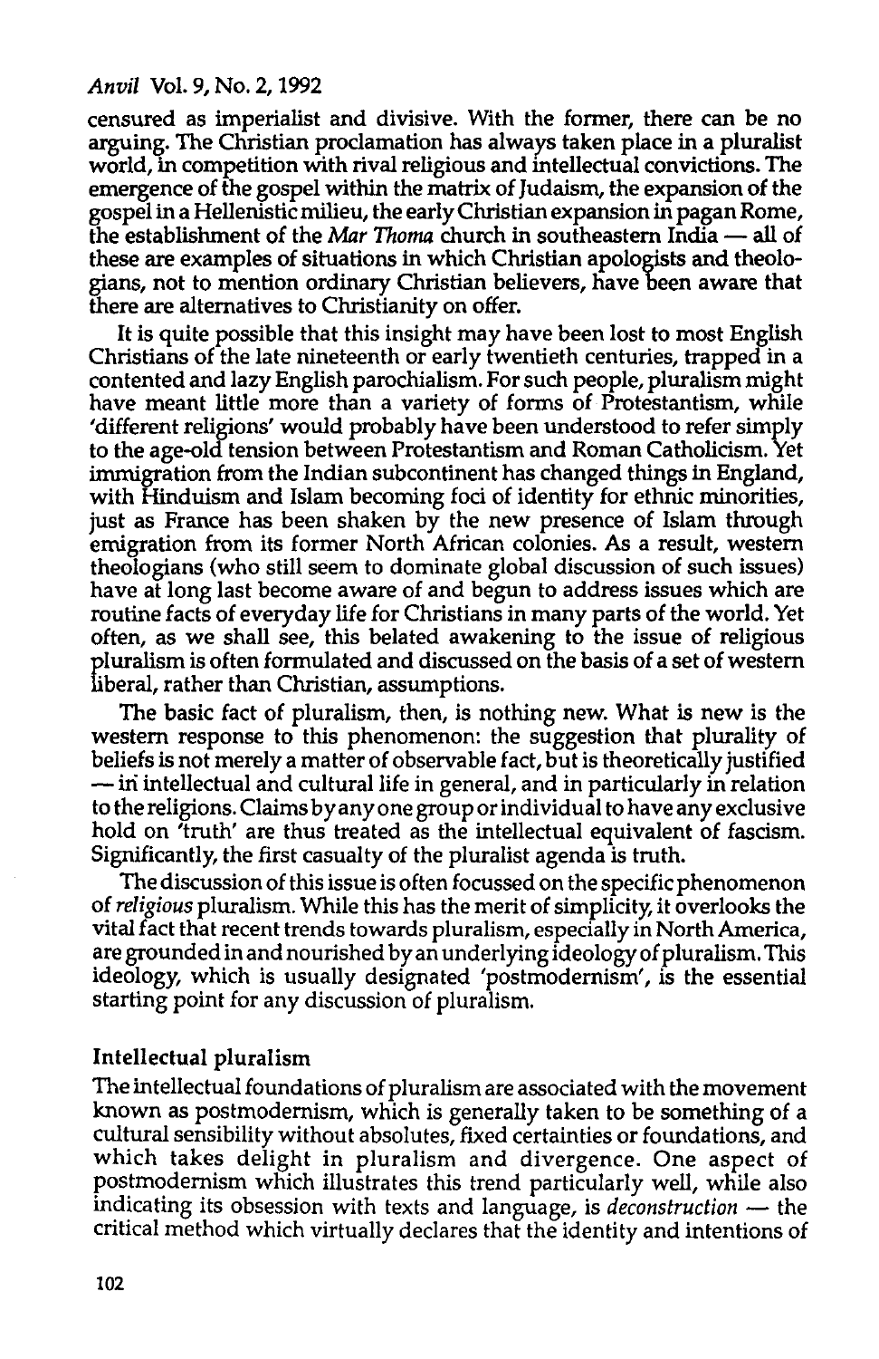censured as imperialist and divisive. With the former, there can be no arguing. The Christian proclamation has always taken place in a pluralist world, in competition with rival religious and intellectual convictions. The emergence of the gospel within the matrix of Judaism, the expansion of the gospel in a Hellenistic milieu, the early Christian expansion in pagan Rome, the establishment of the *Mar Thoma* church in southeastern India — all of these are examples of situations in which Christian apologists and theologians, not to mention ordinary Christian believers, have been aware that there are alternatives to Christianity on offer.

It is quite possible that this insight may have been lost to most English Christians of the late nineteenth or early twentieth centuries, trapped in a contented and lazy English parochialism. For such people, pluralism might have meant little more than a variety of forms of Protestantism, while 'different religions' would probably have been understood to refer simply to the age-old tension between Protestantism and Roman Catholicism. Yet immigration from the Indian subcontinent has changed things in England, with Hinduism and Islam becoming foci of identity for ethnic minorities, just as France has been shaken by the new presence of Islam through emigration from its former North African colonies. As a result, western theologians (who still seem to dominate global discussion of such issues) have at long last become aware of and begun to address issues which are routine facts of everyday life for Christians in many parts of the world. Yet often, as we shall see, this belated awakening to the issue of religious pluralism is often formulated and discussed on the basis of a set of western liberal, rather than Christian, assumptions.

The basic fact of pluralism, then, is nothing new. What is new is the western response to this phenomenon: the suggestion that plurality of beliefs is not merely a matter of observable fact, but is theoretically justified — in intellectual and cultural life in general, and in particularly in relation to the religions. Claims by any one group or individual to have any exclusive hold on 'truth' are thus treated as the intellectual equivalent of fascism. Significantly, the first casualty of the pluralist agenda is truth.

The discussion of this issue is often focussed on the specific phenomenon of *religious* pluralism. While this has the merit of simplicity, it overlooks the vital fact that recent trends towards pluralism, especially in North America, are grounded in and nourished by an underlying ideology of pluralism. This ideology, which is usually designated 'postmodernism', is the essential starting point for any discussion of pluralism.

## Intellectual pluralism

The intellectual foundations of pluralism are associated with the movement known as postmodernism, which is generally taken to be something of a cultural sensibility without absolutes, fixed certainties or foundations, and which takes delight in pluralism and divergence. One aspect of postmodernism which illustrates this trend particularly well, while also indicating its obsession with texts and language, is *deconstruction* — the critical method which virtually declares that the identity and intentions of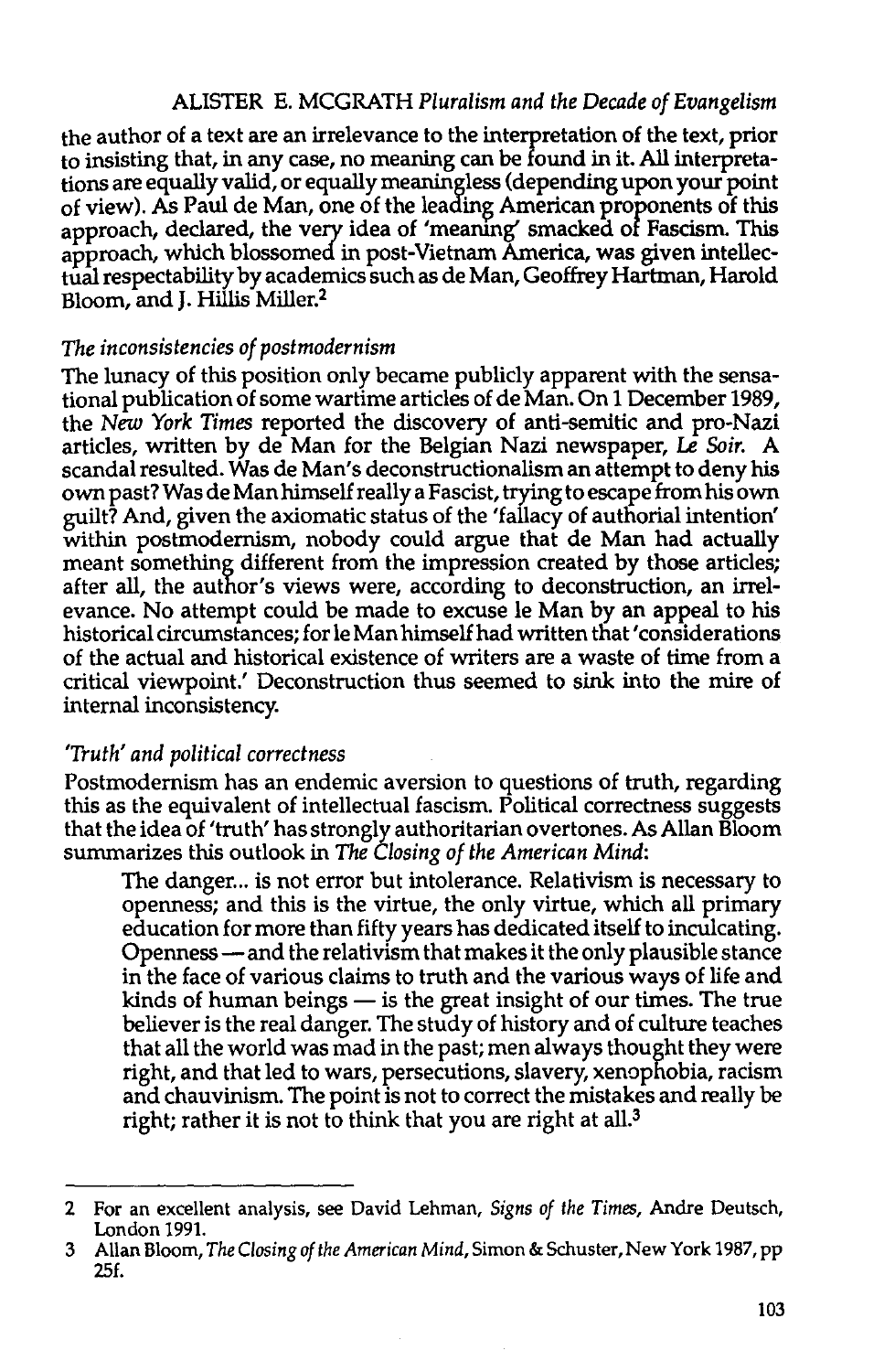the author of a text are an irrelevance to the interpretation of the text, prior to insisting that, in any case, no meaning can be found in it. All interpretations are equally valid, or equally meaningless (depending upon your point of view). As Paul de Man, one of the leading American proponents of this approach, declared, the very idea of 'meaning' smacked of Fascism. This approach, which blossomed in post-Vietnam America, was given intellectual respectability by academics such as de Man, Geoffrey Hartman, Harold Bloom, and J. Hillis Miller.[2]

### *The inconsistencies of postmodernism*

The lunacy of this position only became publicly apparent with the sensational publication of some wartime articles of de Man. On 1 December 1989, the *New York Times* reported the discovery of anti-semitic and pro-Nazi articles, written by de Man for the Belgian Nazi newspaper, *Le Soir.* A scandal resulted. Was de Man's deconstructionalism an attempt to deny his own past? Was de Man himself really a Fascist, trying to escape from his own guilt? And, given the axiomatic status of the 'fallacy of authorial intention' within postmodernism, nobody could argue that de Man had actually meant something different from the impression created by those articles; after all, the author's views were, according to deconstruction, an irrelevance. No attempt could be made to excuse le Man by an appeal to his historical circumstances; for le Man himself had written that 'considerations of the actual and historical existence of writers are a waste of time from a critical viewpoint.' Deconstruction thus seemed to sink into the mire of internal inconsistency.

### *'Truth' and political correctness*

Postmodernism has an endemic aversion to questions of truth, regarding this as the equivalent of intellectual fascism. Political correctness suggests that the idea of 'truth' has strongly authoritarian overtones. As Allan Bloom summarizes this outlook in *The Closing of the American Mind*:

> The danger... is not error but intolerance. Relativism is necessary to openness; and this is the virtue, the only virtue, which all primary education for more than fifty years has dedicated itself to inculcating. Openness — and the relativism that makes it the only plausible stance in the face of various claims to truth and the various ways of life and kinds of human beings — is the great insight of our times. The true believer is the real danger. The study of history and of culture teaches that all the world was mad in the past; men always thought they were right, and that led to wars, persecutions, slavery, xenophobia, racism and chauvinism. The point is not to correct the mistakes and really be right; rather it is not to think that you are right at all.[3]

---

2 For an excellent analysis, see David Lehman, *Signs of the Times*, Andre Deutsch, London 1991.

3 Allan Bloom, *The Closing of the American Mind*, Simon & Schuster, New York 1987, pp 25f.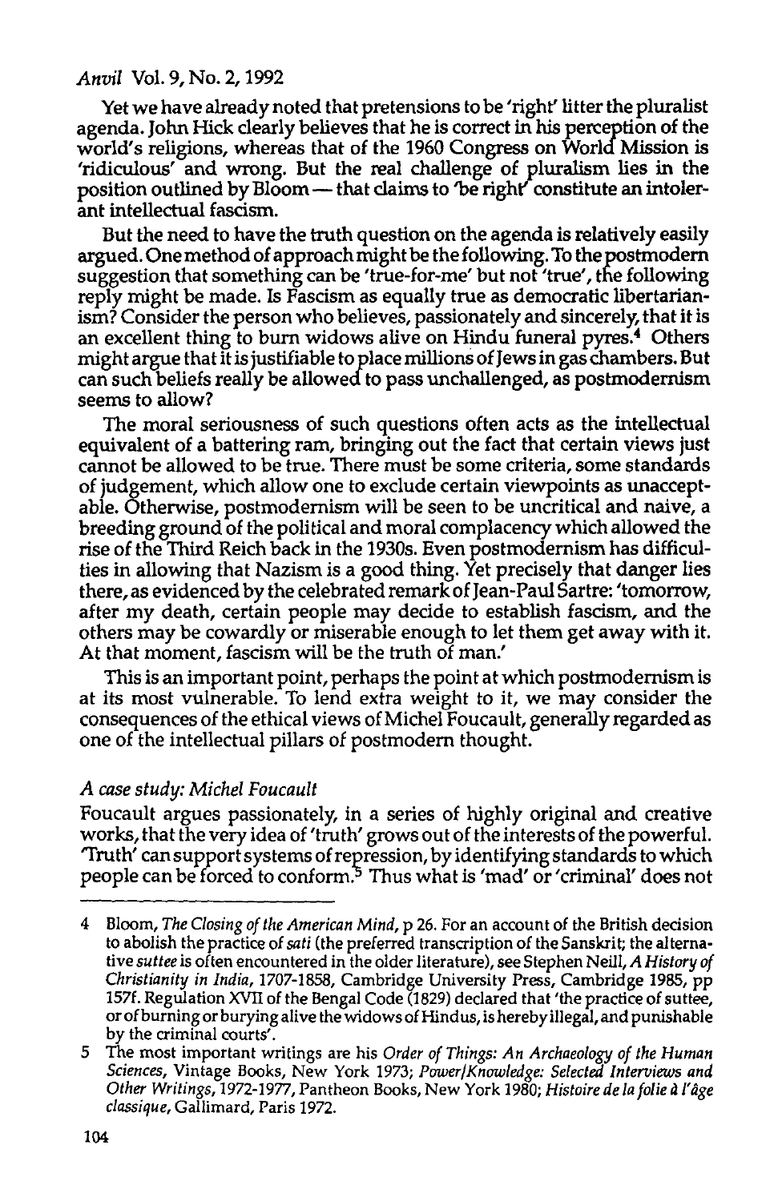Yet we have already noted that pretensions to be 'right' litter the pluralist agenda. John Hick clearly believes that he is correct in his perception of the world's religions, whereas that of the 1960 Congress on World Mission is 'ridiculous' and wrong. But the real challenge of pluralism lies in the position outlined by Bloom — that claims to 'be right' constitute an intolerant intellectual fascism.

But the need to have the truth question on the agenda is relatively easily argued. One method of approach might be the following. To the postmodern suggestion that something can be 'true-for-me' but not 'true', the following reply might be made. Is Fascism as equally true as democratic libertarianism? Consider the person who believes, passionately and sincerely, that it is an excellent thing to burn widows alive on Hindu funeral pyres.[4] Others might argue that it is justifiable to place millions of Jews in gas chambers. But can such beliefs really be allowed to pass unchallenged, as postmodernism seems to allow?

The moral seriousness of such questions often acts as the intellectual equivalent of a battering ram, bringing out the fact that certain views just cannot be allowed to be true. There must be some criteria, some standards of judgement, which allow one to exclude certain viewpoints as unacceptable. Otherwise, postmodernism will be seen to be uncritical and naive, a breeding ground of the political and moral complacency which allowed the rise of the Third Reich back in the 1930s. Even postmodernism has difficulties in allowing that Nazism is a good thing. Yet precisely that danger lies there, as evidenced by the celebrated remark of Jean-Paul Sartre: 'tomorrow, after my death, certain people may decide to establish fascism, and the others may be cowardly or miserable enough to let them get away with it. At that moment, fascism will be the truth of man.'

This is an important point, perhaps the point at which postmodernism is at its most vulnerable. To lend extra weight to it, we may consider the consequences of the ethical views of Michel Foucault, generally regarded as one of the intellectual pillars of postmodern thought.

### *A case study: Michel Foucault*

Foucault argues passionately, in a series of highly original and creative works, that the very idea of 'truth' grows out of the interests of the powerful. 'Truth' can support systems of repression, by identifying standards to which people can be forced to conform.[5] Thus what is 'mad' or 'criminal' does not

---

4 Bloom, *The Closing of the American Mind*, p 26. For an account of the British decision to abolish the practice of *sati* (the preferred transcription of the Sanskrit; the alternative *suttee* is often encountered in the older literature), see Stephen Neill, *A History of Christianity in India, 1707-1858*, Cambridge University Press, Cambridge 1985, pp 157f. Regulation XVII of the Bengal Code (1829) declared that 'the practice of suttee, or of burning or burying alive the widows of Hindus, is hereby illegal, and punishable by the criminal courts'.

5 The most important writings are his *Order of Things: An Archaeology of the Human Sciences*, Vintage Books, New York 1973; *Power/Knowledge: Selected Interviews and Other Writings, 1972-1977*, Pantheon Books, New York 1980; *Histoire de la folie à l'âge classique*, Gallimard, Paris 1972.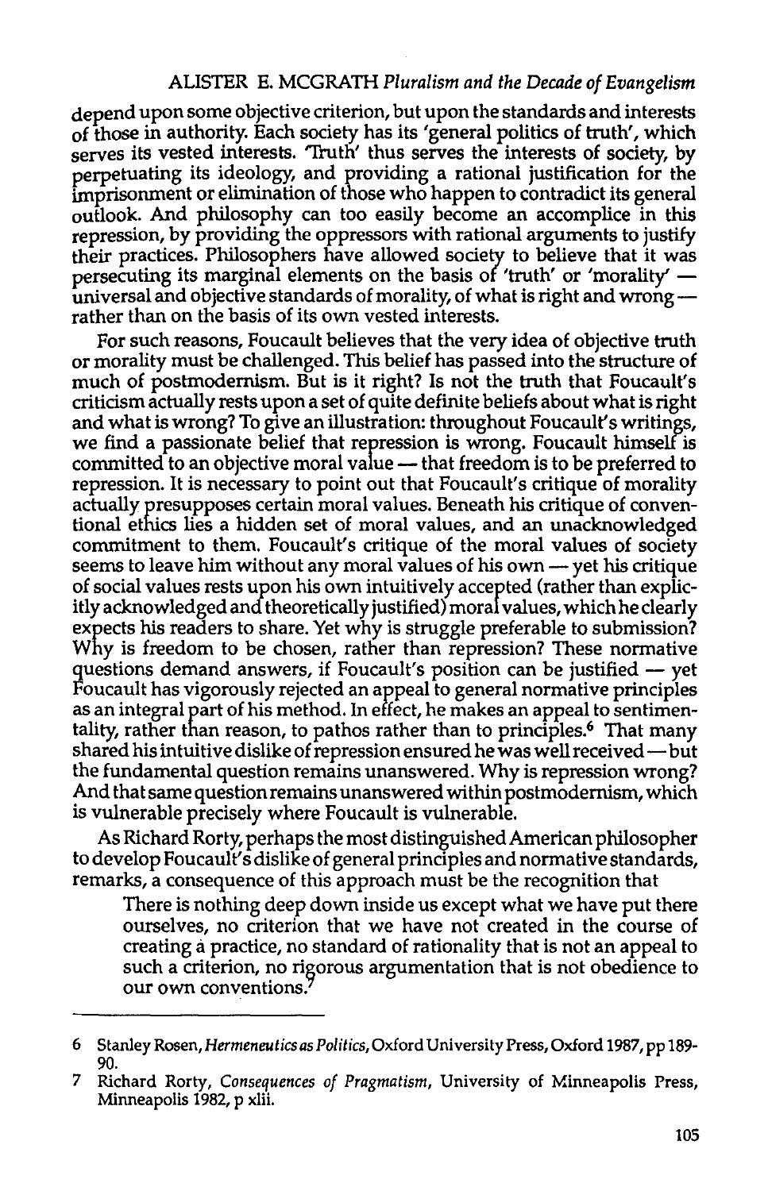depend upon some objective criterion, but upon the standards and interests of those in authority. Each society has its 'general politics of truth', which serves its vested interests. 'Truth' thus serves the interests of society, by perpetuating its ideology, and providing a rational justification for the imprisonment or elimination of those who happen to contradict its general outlook. And philosophy can too easily become an accomplice in this repression, by providing the oppressors with rational arguments to justify their practices. Philosophers have allowed society to believe that it was persecuting its marginal elements on the basis of 'truth' or 'morality' — universal and objective standards of morality, of what is right and wrong — rather than on the basis of its own vested interests.

For such reasons, Foucault believes that the very idea of objective truth or morality must be challenged. This belief has passed into the structure of much of postmodernism. But is it right? Is not the truth that Foucault's criticism actually rests upon a set of quite definite beliefs about what is right and what is wrong? To give an illustration: throughout Foucault's writings, we find a passionate belief that repression is wrong. Foucault himself is committed to an objective moral value — that freedom is to be preferred to repression. It is necessary to point out that Foucault's critique of morality actually presupposes certain moral values. Beneath his critique of conventional ethics lies a hidden set of moral values, and an unacknowledged commitment to them. Foucault's critique of the moral values of society seems to leave him without any moral values of his own — yet his critique of social values rests upon his own intuitively accepted (rather than explicitly acknowledged and theoretically justified) moral values, which he clearly expects his readers to share. Yet why is struggle preferable to submission? Why is freedom to be chosen, rather than repression? These normative questions demand answers, if Foucault's position can be justified — yet Foucault has vigorously rejected an appeal to general normative principles as an integral part of his method. In effect, he makes an appeal to sentimentality, rather than reason, to pathos rather than to principles.[6] That many shared his intuitive dislike of repression ensured he was well received — but the fundamental question remains unanswered. Why is repression wrong? And that same question remains unanswered within postmodernism, which is vulnerable precisely where Foucault is vulnerable.

As Richard Rorty, perhaps the most distinguished American philosopher to develop Foucault's dislike of general principles and normative standards, remarks, a consequence of this approach must be the recognition that

> There is nothing deep down inside us except what we have put there ourselves, no criterion that we have not created in the course of creating a practice, no standard of rationality that is not an appeal to such a criterion, no rigorous argumentation that is not obedience to our own conventions.[7]

---

6 Stanley Rosen, *Hermeneutics as Politics*, Oxford University Press, Oxford 1987, pp 189-90.

7 Richard Rorty, *Consequences of Pragmatism*, University of Minneapolis Press, Minneapolis 1982, p xlii.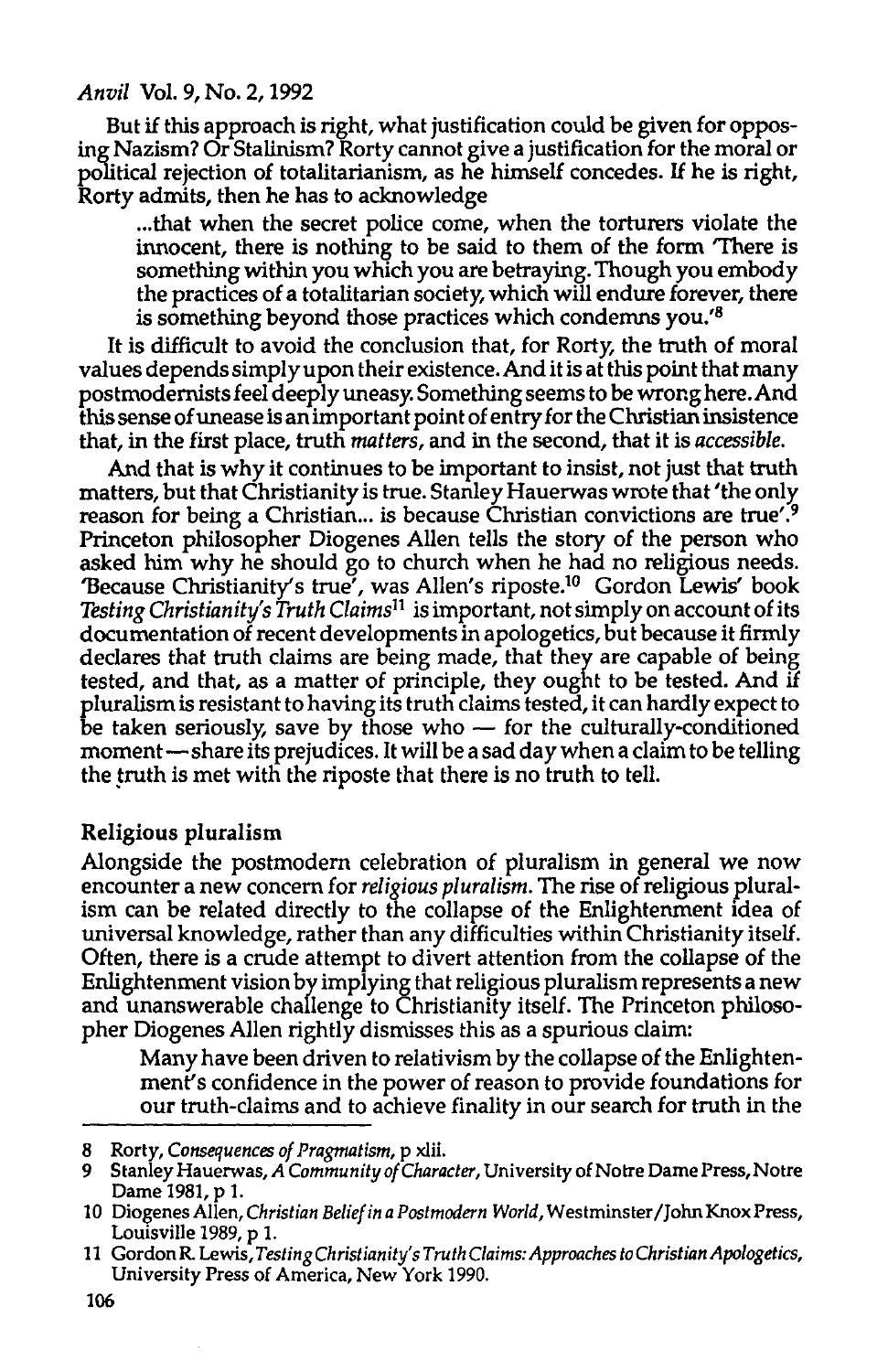But if this approach is right, what justification could be given for opposing Nazism? Or Stalinism? Rorty cannot give a justification for the moral or political rejection of totalitarianism, as he himself concedes. If he is right, Rorty admits, then he has to acknowledge

> ...that when the secret police come, when the torturers violate the innocent, there is nothing to be said to them of the form 'There is something within you which you are betraying. Though you embody the practices of a totalitarian society, which will endure forever, there is something beyond those practices which condemns you.'[8]

It is difficult to avoid the conclusion that, for Rorty, the truth of moral values depends simply upon their existence. And it is at this point that many postmodernists feel deeply uneasy. Something seems to be wrong here. And this sense of unease is an important point of entry for the Christian insistence that, in the first place, truth *matters*, and in the second, that it is *accessible*.

And that is why it continues to be important to insist, not just that truth matters, but that Christianity is true. Stanley Hauerwas wrote that 'the only reason for being a Christian... is because Christian convictions are true'.[9] Princeton philosopher Diogenes Allen tells the story of the person who asked him why he should go to church when he had no religious needs. 'Because Christianity's true', was Allen's riposte.[10] Gordon Lewis' book *Testing Christianity's Truth Claims*[11] is important, not simply on account of its documentation of recent developments in apologetics, but because it firmly declares that truth claims are being made, that they are capable of being tested, and that, as a matter of principle, they ought to be tested. And if pluralism is resistant to having its truth claims tested, it can hardly expect to be taken seriously, save by those who — for the culturally-conditioned moment — share its prejudices. It will be a sad day when a claim to be telling the truth is met with the riposte that there is no truth to tell.

## Religious pluralism

Alongside the postmodern celebration of pluralism in general we now encounter a new concern for *religious pluralism*. The rise of religious pluralism can be related directly to the collapse of the Enlightenment idea of universal knowledge, rather than any difficulties within Christianity itself. Often, there is a crude attempt to divert attention from the collapse of the Enlightenment vision by implying that religious pluralism represents a new and unanswerable challenge to Christianity itself. The Princeton philosopher Diogenes Allen rightly dismisses this as a spurious claim:

> Many have been driven to relativism by the collapse of the Enlightenment's confidence in the power of reason to provide foundations for our truth-claims and to achieve finality in our search for truth in the

---

8 Rorty, *Consequences of Pragmatism*, p xlii.

9 Stanley Hauerwas, *A Community of Character*, University of Notre Dame Press, Notre Dame 1981, p 1.

10 Diogenes Allen, *Christian Belief in a Postmodern World*, Westminster/John Knox Press, Louisville 1989, p 1.

11 Gordon R. Lewis, *Testing Christianity's Truth Claims: Approaches to Christian Apologetics*, University Press of America, New York 1990.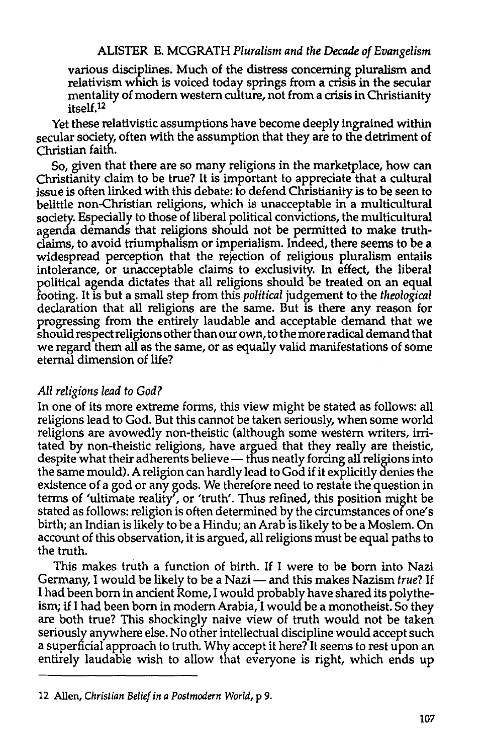various disciplines. Much of the distress concerning pluralism and relativism which is voiced today springs from a crisis in the secular mentality of modern western culture, not from a crisis in Christianity itself.[12]

Yet these relativistic assumptions have become deeply ingrained within secular society, often with the assumption that they are to the detriment of Christian faith.

So, given that there are so many religions in the marketplace, how can Christianity claim to be true? It is important to appreciate that a cultural issue is often linked with this debate: to defend Christianity is to be seen to belittle non-Christian religions, which is unacceptable in a multicultural society. Especially to those of liberal political convictions, the multicultural agenda demands that religions should not be permitted to make truth-claims, to avoid triumphalism or imperialism. Indeed, there seems to be a widespread perception that the rejection of religious pluralism entails intolerance, or unacceptable claims to exclusivity. In effect, the liberal political agenda dictates that all religions should be treated on an equal footing. It is but a small step from this *political* judgement to the *theological* declaration that all religions are the same. But is there any reason for progressing from the entirely laudable and acceptable demand that we should respect religions other than our own, to the more radical demand that we regard them all as the same, or as equally valid manifestations of some eternal dimension of life?

### *All religions lead to God?*

In one of its more extreme forms, this view might be stated as follows: all religions lead to God. But this cannot be taken seriously, when some world religions are avowedly non-theistic (although some western writers, irritated by non-theistic religions, have argued that they really are theistic, despite what their adherents believe — thus neatly forcing all religions into the same mould). A religion can hardly lead to God if it explicitly denies the existence of a god or any gods. We therefore need to restate the question in terms of 'ultimate reality', or 'truth'. Thus refined, this position might be stated as follows: religion is often determined by the circumstances of one's birth; an Indian is likely to be a Hindu; an Arab is likely to be a Moslem. On account of this observation, it is argued, all religions must be equal paths to the truth.

This makes truth a function of birth. If I were to be born into Nazi Germany, I would be likely to be a Nazi — and this makes Nazism *true*? If I had been born in ancient Rome, I would probably have shared its polytheism; if I had been born in modern Arabia, I would be a monotheist. So they are both true? This shockingly naive view of truth would not be taken seriously anywhere else. No other intellectual discipline would accept such a superficial approach to truth. Why accept it here? It seems to rest upon an entirely laudable wish to allow that everyone is right, which ends up

---

12 Allen, *Christian Belief in a Postmodern World*, p 9.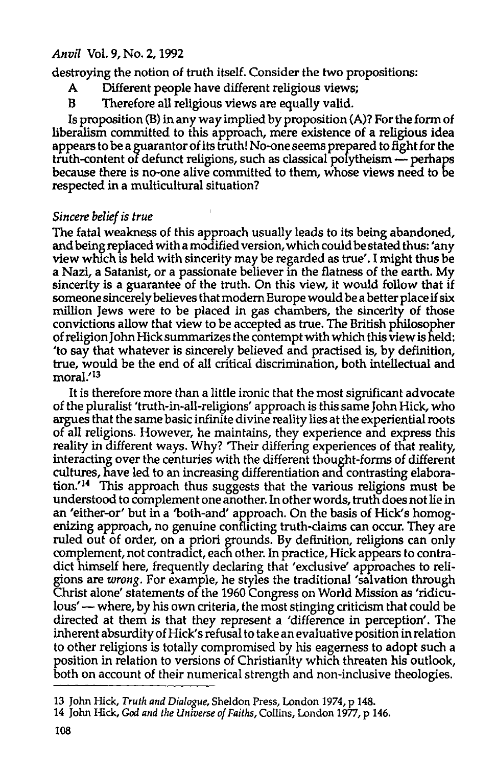destroying the notion of truth itself. Consider the two propositions:

A Different people have different religious views;

B Therefore all religious views are equally valid.

Is proposition (B) in any way implied by proposition (A)? For the form of liberalism committed to this approach, mere existence of a religious idea appears to be a guarantor of its truth! No-one seems prepared to fight for the truth-content of defunct religions, such as classical polytheism — perhaps because there is no-one alive committed to them, whose views need to be respected in a multicultural situation?

*Sincere belief is true*

The fatal weakness of this approach usually leads to its being abandoned, and being replaced with a modified version, which could be stated thus: 'any view which is held with sincerity may be regarded as true'. I might thus be a Nazi, a Satanist, or a passionate believer in the flatness of the earth. My sincerity is a guarantee of the truth. On this view, it would follow that if someone sincerely believes that modern Europe would be a better place if six million Jews were to be placed in gas chambers, the sincerity of those convictions allow that view to be accepted as true. The British philosopher of religion John Hick summarizes the contempt with which this view is held: 'to say that whatever is sincerely believed and practised is, by definition, true, would be the end of all critical discrimination, both intellectual and moral.'[13]

It is therefore more than a little ironic that the most significant advocate of the pluralist 'truth-in-all-religions' approach is this same John Hick, who argues that the same basic infinite divine reality lies at the experiential roots of all religions. However, he maintains, they experience and express this reality in different ways. Why? 'Their differing experiences of that reality, interacting over the centuries with the different thought-forms of different cultures, have led to an increasing differentiation and contrasting elaboration.'[14] This approach thus suggests that the various religions must be understood to complement one another. In other words, truth does not lie in an 'either-or' but in a 'both-and' approach. On the basis of Hick's homogenizing approach, no genuine conflicting truth-claims can occur. They are ruled out of order, on a priori grounds. By definition, religions can only complement, not contradict, each other. In practice, Hick appears to contradict himself here, frequently declaring that 'exclusive' approaches to religions are *wrong*. For example, he styles the traditional 'salvation through Christ alone' statements of the 1960 Congress on World Mission as 'ridiculous' — where, by his own criteria, the most stinging criticism that could be directed at them is that they represent a 'difference in perception'. The inherent absurdity of Hick's refusal to take an evaluative position in relation to other religions is totally compromised by his eagerness to adopt such a position in relation to versions of Christianity which threaten his outlook, both on account of their numerical strength and non-inclusive theologies.

---

13 John Hick, *Truth and Dialogue*, Sheldon Press, London 1974, p 148.

14 John Hick, *God and the Universe of Faiths*, Collins, London 1977, p 146.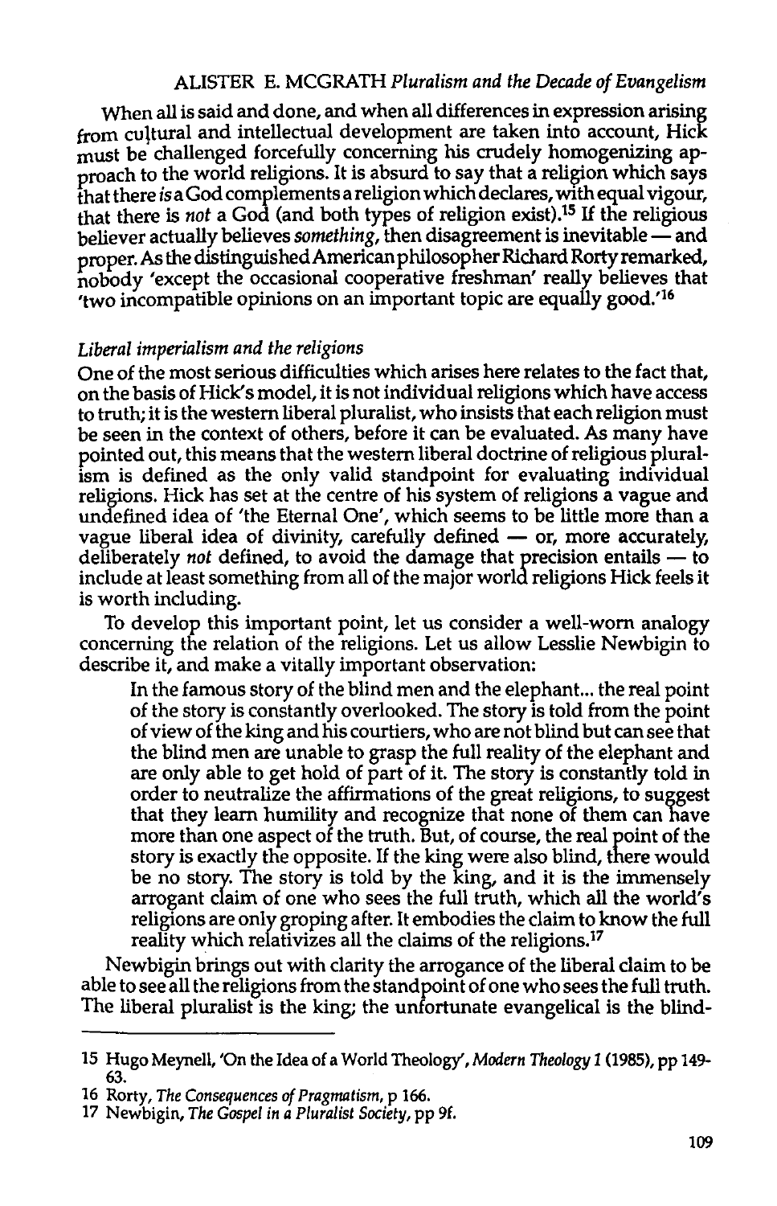When all is said and done, and when all differences in expression arising from cultural and intellectual development are taken into account, Hick must be challenged forcefully concerning his crudely homogenizing approach to the world religions. It is absurd to say that a religion which says that there *is* a God complements a religion which declares, with equal vigour, that there is *not* a God (and both types of religion exist).[15] If the religious believer actually believes *something*, then disagreement is inevitable — and proper. As the distinguished American philosopher Richard Rorty remarked, nobody 'except the occasional cooperative freshman' really believes that 'two incompatible opinions on an important topic are equally good.'[16]

### *Liberal imperialism and the religions*

One of the most serious difficulties which arises here relates to the fact that, on the basis of Hick's model, it is not individual religions which have access to truth; it is the western liberal pluralist, who insists that each religion must be seen in the context of others, before it can be evaluated. As many have pointed out, this means that the western liberal doctrine of religious pluralism is defined as the only valid standpoint for evaluating individual religions. Hick has set at the centre of his system of religions a vague and undefined idea of 'the Eternal One', which seems to be little more than a vague liberal idea of divinity, carefully defined — or, more accurately, deliberately *not* defined, to avoid the damage that precision entails — to include at least something from all of the major world religions Hick feels it is worth including.

To develop this important point, let us consider a well-worn analogy concerning the relation of the religions. Let us allow Lesslie Newbigin to describe it, and make a vitally important observation:

> In the famous story of the blind men and the elephant... the real point of the story is constantly overlooked. The story is told from the point of view of the king and his courtiers, who are not blind but can see that the blind men are unable to grasp the full reality of the elephant and are only able to get hold of part of it. The story is constantly told in order to neutralize the affirmations of the great religions, to suggest that they learn humility and recognize that none of them can have more than one aspect of the truth. But, of course, the real point of the story is exactly the opposite. If the king were also blind, there would be no story. The story is told by the king, and it is the immensely arrogant claim of one who sees the full truth, which all the world's religions are only groping after. It embodies the claim to know the full reality which relativizes all the claims of the religions.[17]

Newbigin brings out with clarity the arrogance of the liberal claim to be able to see all the religions from the standpoint of one who sees the full truth. The liberal pluralist is the king; the unfortunate evangelical is the blind-

---

15 Hugo Meynell, 'On the Idea of a World Theology', *Modern Theology* 1 (1985), pp 149-63.

16 Rorty, *The Consequences of Pragmatism*, p 166.

17 Newbigin, *The Gospel in a Pluralist Society*, pp 9f.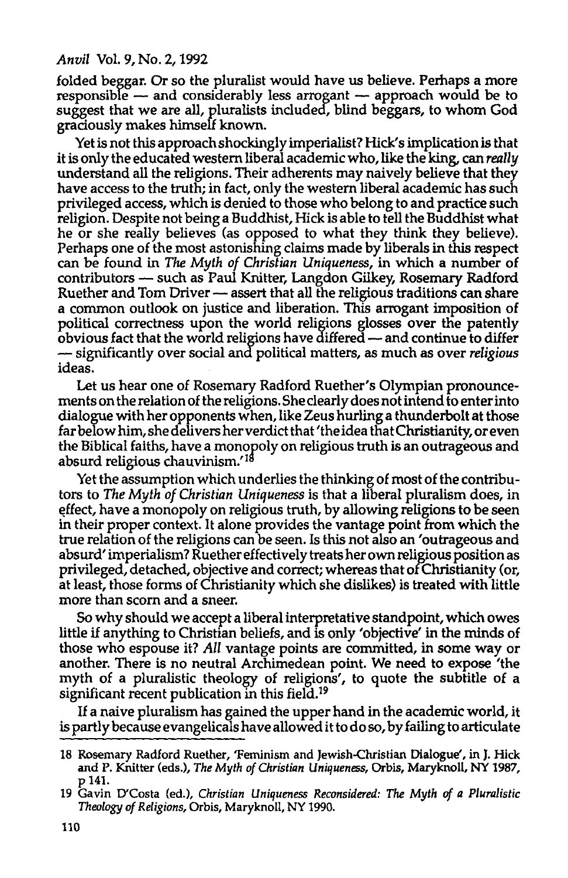folded beggar. Or so the pluralist would have us believe. Perhaps a more responsible — and considerably less arrogant — approach would be to suggest that we are all, pluralists included, blind beggars, to whom God graciously makes himself known.

Yet is not this approach shockingly imperialist? Hick's implication is that it is only the educated western liberal academic who, like the king, can *really* understand all the religions. Their adherents may naively believe that they have access to the truth; in fact, only the western liberal academic has such privileged access, which is denied to those who belong to and practice such religion. Despite not being a Buddhist, Hick is able to tell the Buddhist what he or she really believes (as opposed to what they think they believe). Perhaps one of the most astonishing claims made by liberals in this respect can be found in *The Myth of Christian Uniqueness*, in which a number of contributors — such as Paul Knitter, Langdon Gilkey, Rosemary Radford Ruether and Tom Driver — assert that all the religious traditions can share a common outlook on justice and liberation. This arrogant imposition of political correctness upon the world religions glosses over the patently obvious fact that the world religions have differed — and continue to differ — significantly over social and political matters, as much as over *religious* ideas.

Let us hear one of Rosemary Radford Ruether's Olympian pronouncements on the relation of the religions. She clearly does not intend to enter into dialogue with her opponents when, like Zeus hurling a thunderbolt at those far below him, she delivers her verdict that 'the idea that Christianity, or even the Biblical faiths, have a monopoly on religious truth is an outrageous and absurd religious chauvinism.'[18]

Yet the assumption which underlies the thinking of most of the contributors to *The Myth of Christian Uniqueness* is that a liberal pluralism does, in effect, have a monopoly on religious truth, by allowing religions to be seen in their proper context. It alone provides the vantage point from which the true relation of the religions can be seen. Is this not also an 'outrageous and absurd' imperialism? Ruether effectively treats her own religious position as privileged, detached, objective and correct; whereas that of Christianity (or, at least, those forms of Christianity which she dislikes) is treated with little more than scorn and a sneer.

So why should we accept a liberal interpretative standpoint, which owes little if anything to Christian beliefs, and is only 'objective' in the minds of those who espouse it? *All* vantage points are committed, in some way or another. There is no neutral Archimedean point. We need to expose 'the myth of a pluralistic theology of religions', to quote the subtitle of a significant recent publication in this field.[19]

If a naive pluralism has gained the upper hand in the academic world, it is partly because evangelicals have allowed it to do so, by failing to articulate

---

18 Rosemary Radford Ruether, 'Feminism and Jewish-Christian Dialogue', in J. Hick and P. Knitter (eds.), *The Myth of Christian Uniqueness*, Orbis, Maryknoll, NY 1987, p 141.

19 Gavin D'Costa (ed.), *Christian Uniqueness Reconsidered: The Myth of a Pluralistic Theology of Religions*, Orbis, Maryknoll, NY 1990.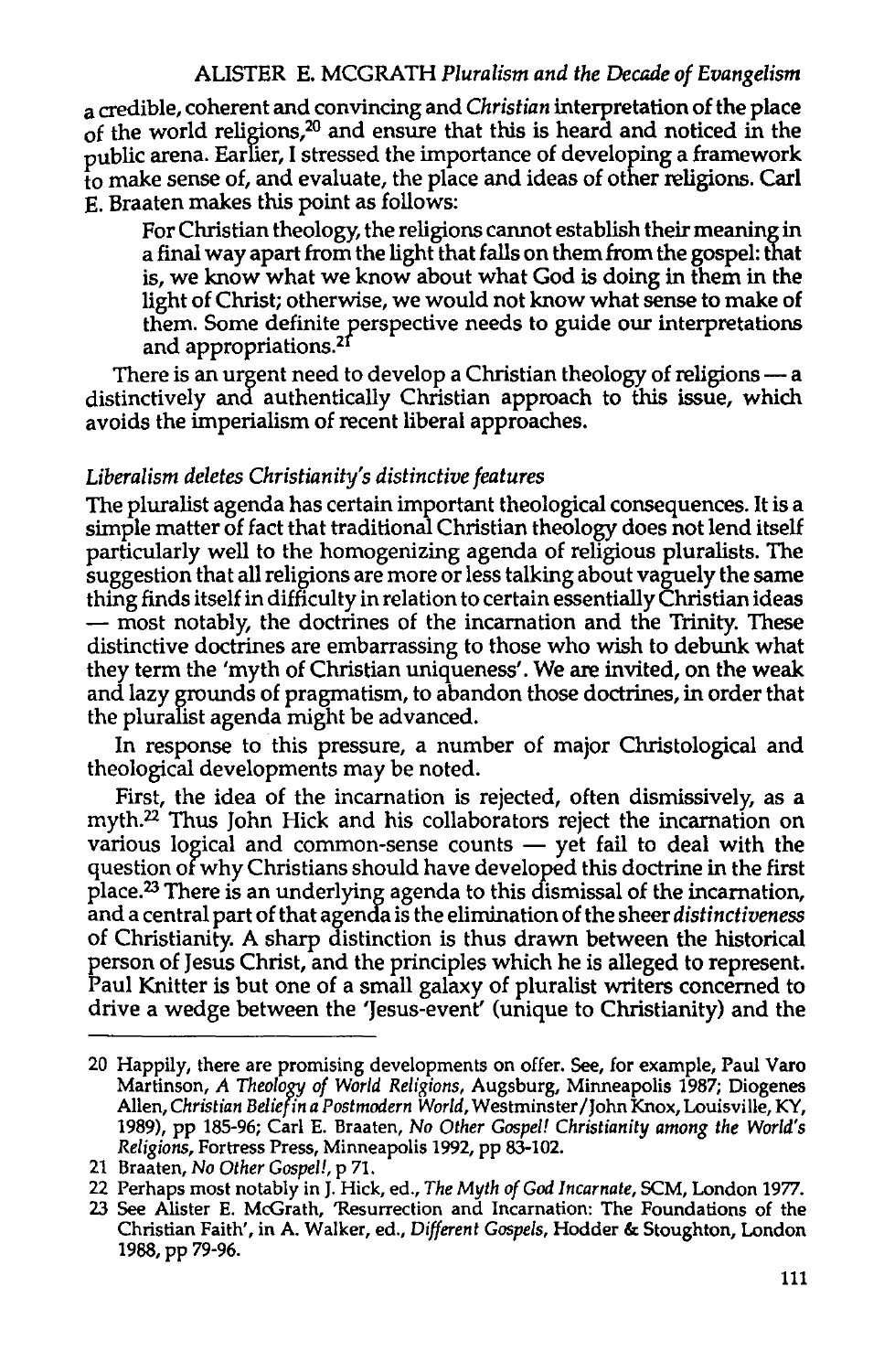a credible, coherent and convincing and *Christian* interpretation of the place of the world religions,[20] and ensure that this is heard and noticed in the public arena. Earlier, I stressed the importance of developing a framework to make sense of, and evaluate, the place and ideas of other religions. Carl E. Braaten makes this point as follows:

> For Christian theology, the religions cannot establish their meaning in a final way apart from the light that falls on them from the gospel: that is, we know what we know about what God is doing in them in the light of Christ; otherwise, we would not know what sense to make of them. Some definite perspective needs to guide our interpretations and appropriations.[21]

There is an urgent need to develop a Christian theology of religions — a distinctively and authentically Christian approach to this issue, which avoids the imperialism of recent liberal approaches.

### *Liberalism deletes Christianity's distinctive features*

The pluralist agenda has certain important theological consequences. It is a simple matter of fact that traditional Christian theology does not lend itself particularly well to the homogenizing agenda of religious pluralists. The suggestion that all religions are more or less talking about vaguely the same thing finds itself in difficulty in relation to certain essentially Christian ideas — most notably, the doctrines of the incarnation and the Trinity. These distinctive doctrines are embarrassing to those who wish to debunk what they term the 'myth of Christian uniqueness'. We are invited, on the weak and lazy grounds of pragmatism, to abandon those doctrines, in order that the pluralist agenda might be advanced.

In response to this pressure, a number of major Christological and theological developments may be noted.

First, the idea of the incarnation is rejected, often dismissively, as a myth.[22] Thus John Hick and his collaborators reject the incarnation on various logical and common-sense counts — yet fail to deal with the question of why Christians should have developed this doctrine in the first place.[23] There is an underlying agenda to this dismissal of the incarnation, and a central part of that agenda is the elimination of the sheer *distinctiveness* of Christianity. A sharp distinction is thus drawn between the historical person of Jesus Christ, and the principles which he is alleged to represent. Paul Knitter is but one of a small galaxy of pluralist writers concerned to drive a wedge between the 'Jesus-event' (unique to Christianity) and the

---

20 Happily, there are promising developments on offer. See, for example, Paul Varo Martinson, *A Theology of World Religions*, Augsburg, Minneapolis 1987; Diogenes Allen, *Christian Belief in a Postmodern World*, Westminster/John Knox, Louisville, KY, 1989), pp 185-96; Carl E. Braaten, *No Other Gospel! Christianity among the World's Religions*, Fortress Press, Minneapolis 1992, pp 83-102.

21 Braaten, *No Other Gospel!*, p 71.

22 Perhaps most notably in J. Hick, ed., *The Myth of God Incarnate*, SCM, London 1977.

23 See Alister E. McGrath, 'Resurrection and Incarnation: The Foundations of the Christian Faith', in A. Walker, ed., *Different Gospels*, Hodder & Stoughton, London 1988, pp 79-96.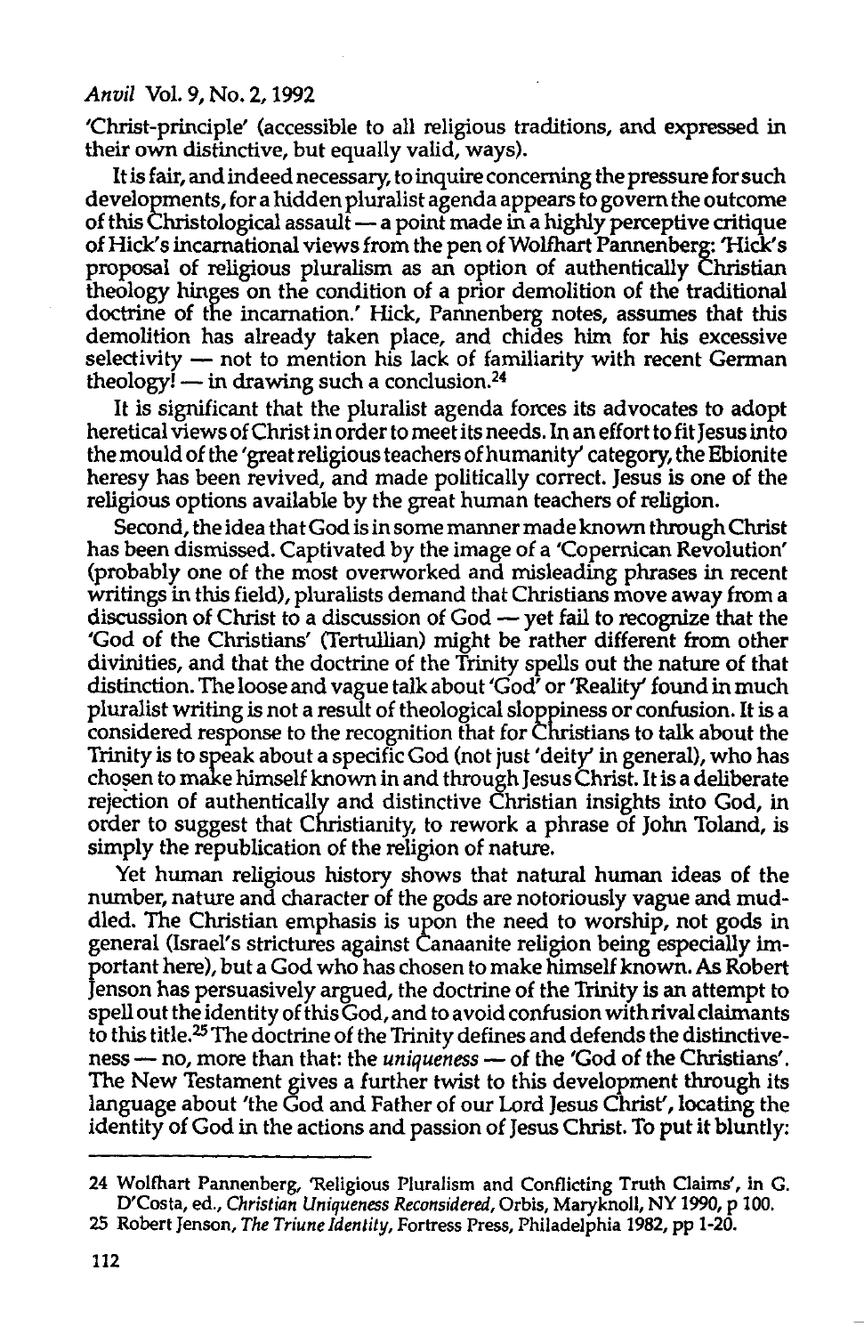'Christ-principle' (accessible to all religious traditions, and expressed in their own distinctive, but equally valid, ways).

It is fair, and indeed necessary, to inquire concerning the pressure for such developments, for a hidden pluralist agenda appears to govern the outcome of this Christological assault — a point made in a highly perceptive critique of Hick's incarnational views from the pen of Wolfhart Pannenberg: 'Hick's proposal of religious pluralism as an option of authentically Christian theology hinges on the condition of a prior demolition of the traditional doctrine of the incarnation.' Hick, Pannenberg notes, assumes that this demolition has already taken place, and chides him for his excessive selectivity — not to mention his lack of familiarity with recent German theology! — in drawing such a conclusion.[24]

It is significant that the pluralist agenda forces its advocates to adopt heretical views of Christ in order to meet its needs. In an effort to fit Jesus into the mould of the 'great religious teachers of humanity' category, the Ebionite heresy has been revived, and made politically correct. Jesus is one of the religious options available by the great human teachers of religion.

Second, the idea that God is in some manner made known through Christ has been dismissed. Captivated by the image of a 'Copernican Revolution' (probably one of the most overworked and misleading phrases in recent writings in this field), pluralists demand that Christians move away from a discussion of Christ to a discussion of God — yet fail to recognize that the 'God of the Christians' (Tertullian) might be rather different from other divinities, and that the doctrine of the Trinity spells out the nature of that distinction. The loose and vague talk about 'God' or 'Reality' found in much pluralist writing is not a result of theological sloppiness or confusion. It is a considered response to the recognition that for Christians to talk about the Trinity is to speak about a specific God (not just 'deity' in general), who has chosen to make himself known in and through Jesus Christ. It is a deliberate rejection of authentically and distinctive Christian insights into God, in order to suggest that Christianity, to rework a phrase of John Toland, is simply the republication of the religion of nature.

Yet human religious history shows that natural human ideas of the number, nature and character of the gods are notoriously vague and muddled. The Christian emphasis is upon the need to worship, not gods in general (Israel's strictures against Canaanite religion being especially important here), but a God who has chosen to make himself known. As Robert Jenson has persuasively argued, the doctrine of the Trinity is an attempt to spell out the identity of this God, and to avoid confusion with rival claimants to this title.[25] The doctrine of the Trinity defines and defends the distinctiveness — no, more than that: the *uniqueness* — of the 'God of the Christians'. The New Testament gives a further twist to this development through its language about 'the God and Father of our Lord Jesus Christ', locating the identity of God in the actions and passion of Jesus Christ. To put it bluntly:

---

24 Wolfhart Pannenberg, 'Religious Pluralism and Conflicting Truth Claims', in G. D'Costa, ed., *Christian Uniqueness Reconsidered*, Orbis, Maryknoll, NY 1990, p 100.

25 Robert Jenson, *The Triune Identity*, Fortress Press, Philadelphia 1982, pp 1-20.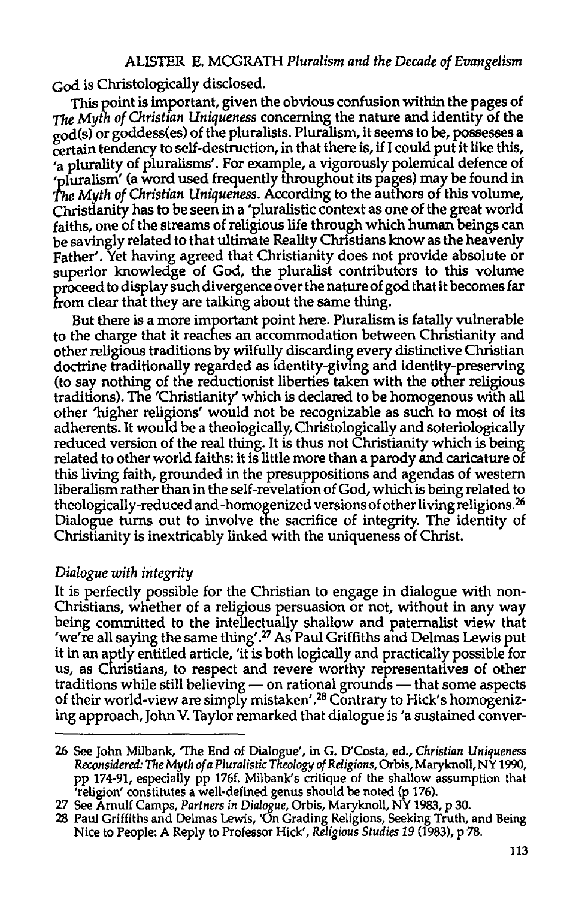God is Christologically disclosed.

This point is important, given the obvious confusion within the pages of *The Myth of Christian Uniqueness* concerning the nature and identity of the god(s) or goddess(es) of the pluralists. Pluralism, it seems to be, possesses a certain tendency to self-destruction, in that there is, if I could put it like this, 'a plurality of pluralisms'. For example, a vigorously polemical defence of 'pluralism' (a word used frequently throughout its pages) may be found in *The Myth of Christian Uniqueness*. According to the authors of this volume, Christianity has to be seen in a 'pluralistic context as one of the great world faiths, one of the streams of religious life through which human beings can be savingly related to that ultimate Reality Christians know as the heavenly Father'. Yet having agreed that Christianity does not provide absolute or superior knowledge of God, the pluralist contributors to this volume proceed to display such divergence over the nature of god that it becomes far from clear that they are talking about the same thing.

But there is a more important point here. Pluralism is fatally vulnerable to the charge that it reaches an accommodation between Christianity and other religious traditions by wilfully discarding every distinctive Christian doctrine traditionally regarded as identity-giving and identity-preserving (to say nothing of the reductionist liberties taken with the other religious traditions). The 'Christianity' which is declared to be homogenous with all other 'higher religions' would not be recognizable as such to most of its adherents. It would be a theologically, Christologically and soteriologically reduced version of the real thing. It is thus not Christianity which is being related to other world faiths: it is little more than a parody and caricature of this living faith, grounded in the presuppositions and agendas of western liberalism rather than in the self-revelation of God, which is being related to theologically-reduced and -homogenized versions of other living religions.[26] Dialogue turns out to involve the sacrifice of integrity. The identity of Christianity is inextricably linked with the uniqueness of Christ.

### *Dialogue with integrity*

It is perfectly possible for the Christian to engage in dialogue with non-Christians, whether of a religious persuasion or not, without in any way being committed to the intellectually shallow and paternalist view that 'we're all saying the same thing'.[27] As Paul Griffiths and Delmas Lewis put it in an aptly entitled article, 'it is both logically and practically possible for us, as Christians, to respect and revere worthy representatives of other traditions while still believing — on rational grounds — that some aspects of their world-view are simply mistaken'.[28] Contrary to Hick's homogenizing approach, John V. Taylor remarked that dialogue is 'a sustained conver-

---

26 See John Milbank, 'The End of Dialogue', in G. D'Costa, ed., *Christian Uniqueness Reconsidered: The Myth of a Pluralistic Theology of Religions*, Orbis, Maryknoll, NY 1990, pp 174-91, especially pp 176f. Milbank's critique of the shallow assumption that 'religion' constitutes a well-defined genus should be noted (p 176).

27 See Arnulf Camps, *Partners in Dialogue*, Orbis, Maryknoll, NY 1983, p 30.

28 Paul Griffiths and Delmas Lewis, 'On Grading Religions, Seeking Truth, and Being Nice to People: A Reply to Professor Hick', *Religious Studies 19* (1983), p 78.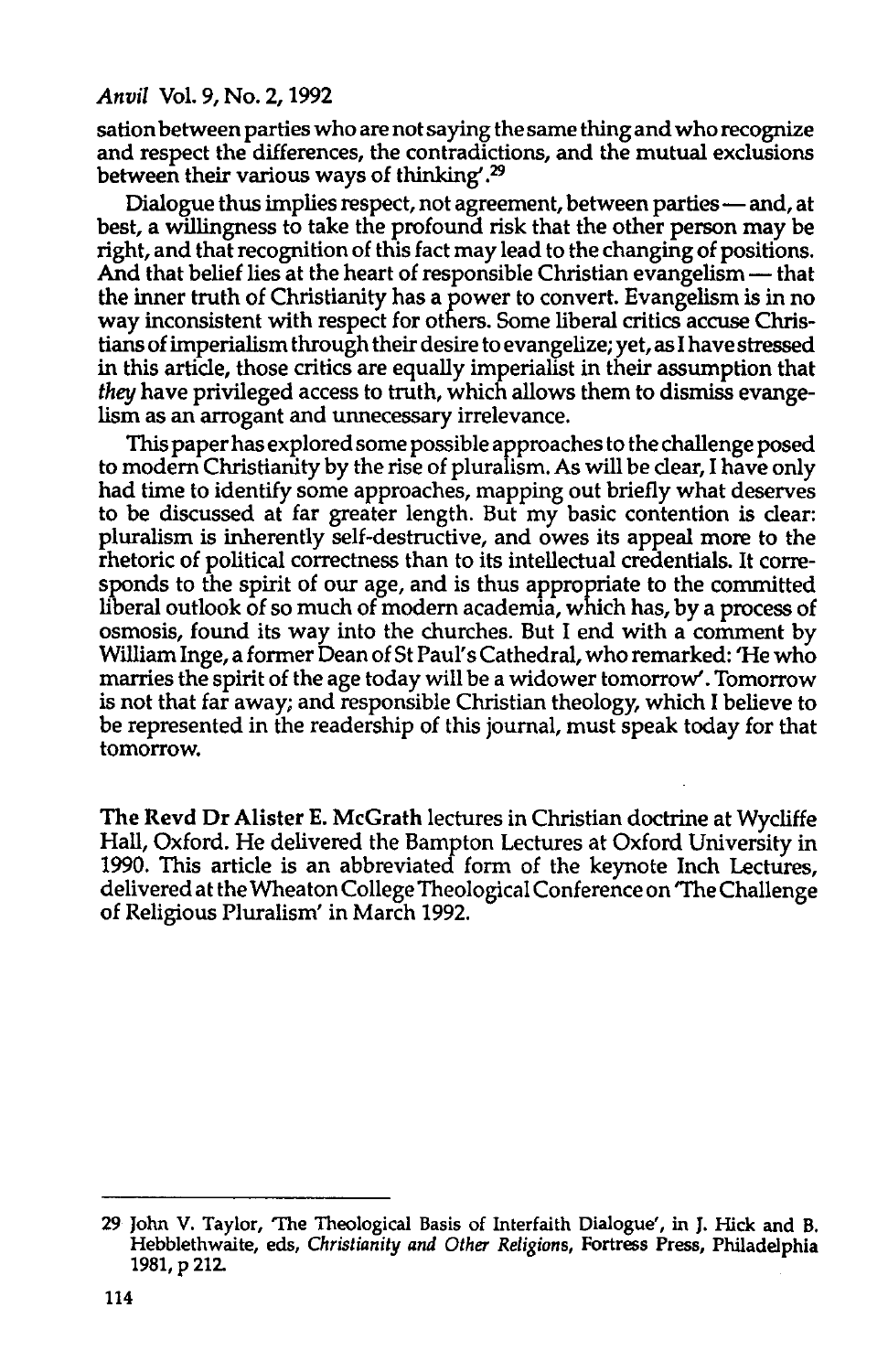sation between parties who are not saying the same thing and who recognize and respect the differences, the contradictions, and the mutual exclusions between their various ways of thinking'.[29]

Dialogue thus implies respect, not agreement, between parties — and, at best, a willingness to take the profound risk that the other person may be right, and that recognition of this fact may lead to the changing of positions. And that belief lies at the heart of responsible Christian evangelism — that the inner truth of Christianity has a power to convert. Evangelism is in no way inconsistent with respect for others. Some liberal critics accuse Christians of imperialism through their desire to evangelize; yet, as I have stressed in this article, those critics are equally imperialist in their assumption that *they* have privileged access to truth, which allows them to dismiss evangelism as an arrogant and unnecessary irrelevance.

This paper has explored some possible approaches to the challenge posed to modern Christianity by the rise of pluralism. As will be clear, I have only had time to identify some approaches, mapping out briefly what deserves to be discussed at far greater length. But my basic contention is clear: pluralism is inherently self-destructive, and owes its appeal more to the rhetoric of political correctness than to its intellectual credentials. It corresponds to the spirit of our age, and is thus appropriate to the committed liberal outlook of so much of modern academia, which has, by a process of osmosis, found its way into the churches. But I end with a comment by William Inge, a former Dean of St Paul's Cathedral, who remarked: 'He who marries the spirit of the age today will be a widower tomorrow'. Tomorrow is not that far away; and responsible Christian theology, which I believe to be represented in the readership of this journal, must speak today for that tomorrow.

**The Revd Dr Alister E. McGrath** lectures in Christian doctrine at Wycliffe Hall, Oxford. He delivered the Bampton Lectures at Oxford University in 1990. This article is an abbreviated form of the keynote Inch Lectures, delivered at the Wheaton College Theological Conference on 'The Challenge of Religious Pluralism' in March 1992.

---

29 John V. Taylor, 'The Theological Basis of Interfaith Dialogue', in J. Hick and B. Hebblethwaite, eds, *Christianity and Other Religions*, Fortress Press, Philadelphia 1981, p 212.